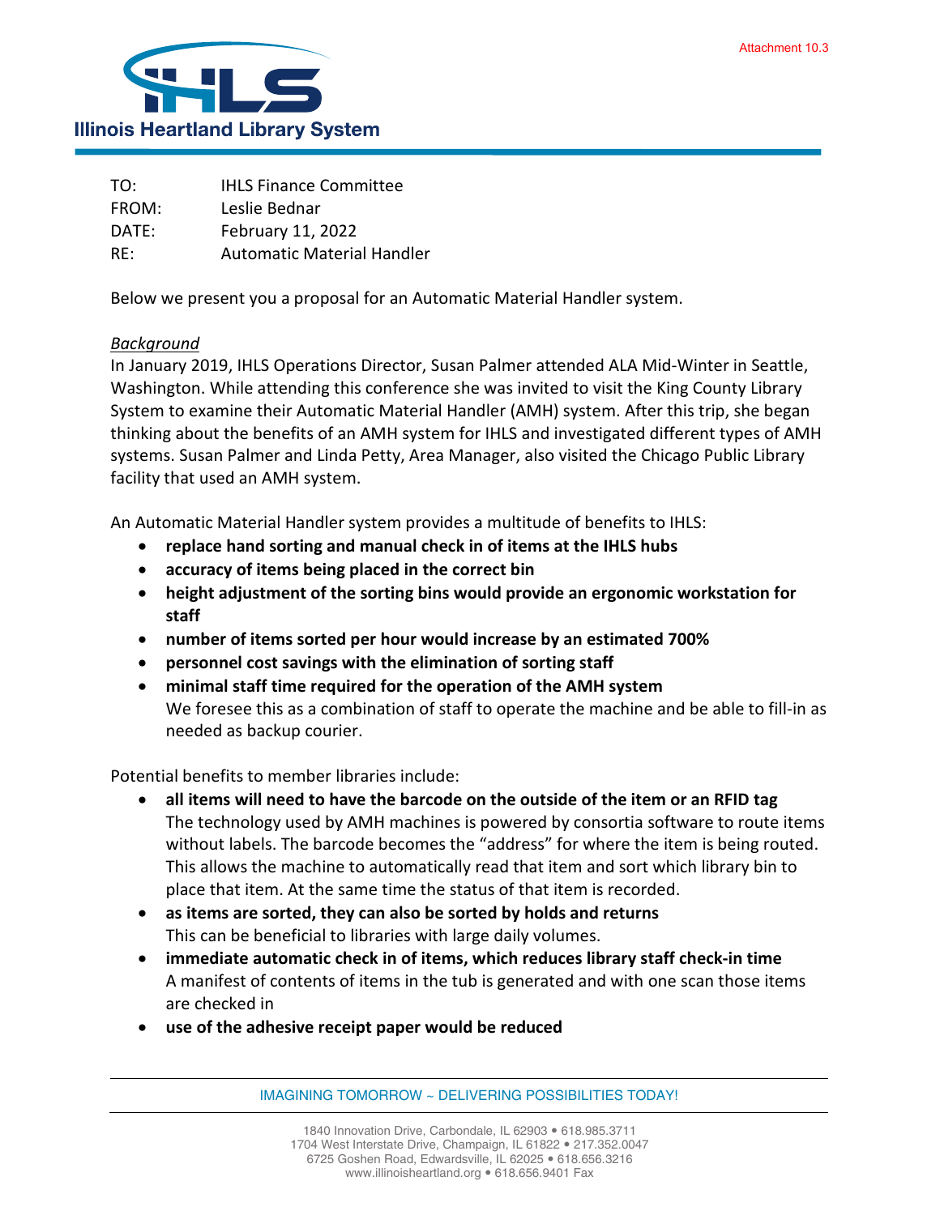Attachment 10.3

**Illinois Heartland Library System**

| | |
|---|---|
| TO: | IHLS Finance Committee |
| FROM: | Leslie Bednar |
| DATE: | February 11, 2022 |
| RE: | Automatic Material Handler |

Below we present you a proposal for an Automatic Material Handler system.

*Background*

In January 2019, IHLS Operations Director, Susan Palmer attended ALA Mid-Winter in Seattle, Washington. While attending this conference she was invited to visit the King County Library System to examine their Automatic Material Handler (AMH) system. After this trip, she began thinking about the benefits of an AMH system for IHLS and investigated different types of AMH systems. Susan Palmer and Linda Petty, Area Manager, also visited the Chicago Public Library facility that used an AMH system.

An Automatic Material Handler system provides a multitude of benefits to IHLS:

- **replace hand sorting and manual check in of items at the IHLS hubs**
- **accuracy of items being placed in the correct bin**
- **height adjustment of the sorting bins would provide an ergonomic workstation for staff**
- **number of items sorted per hour would increase by an estimated 700%**
- **personnel cost savings with the elimination of sorting staff**
- **minimal staff time required for the operation of the AMH system**
  We foresee this as a combination of staff to operate the machine and be able to fill-in as needed as backup courier.

Potential benefits to member libraries include:

- **all items will need to have the barcode on the outside of the item or an RFID tag**
  The technology used by AMH machines is powered by consortia software to route items without labels. The barcode becomes the "address" for where the item is being routed. This allows the machine to automatically read that item and sort which library bin to place that item. At the same time the status of that item is recorded.
- **as items are sorted, they can also be sorted by holds and returns**
  This can be beneficial to libraries with large daily volumes.
- **immediate automatic check in of items, which reduces library staff check-in time**
  A manifest of contents of items in the tub is generated and with one scan those items are checked in
- **use of the adhesive receipt paper would be reduced**

IMAGINING TOMORROW ~ DELIVERING POSSIBILITIES TODAY!

1840 Innovation Drive, Carbondale, IL 62903 • 618.985.3711
1704 West Interstate Drive, Champaign, IL 61822 • 217.352.0047
6725 Goshen Road, Edwardsville, IL 62025 • 618.656.3216
www.illinoisheartland.org • 618.656.9401 Fax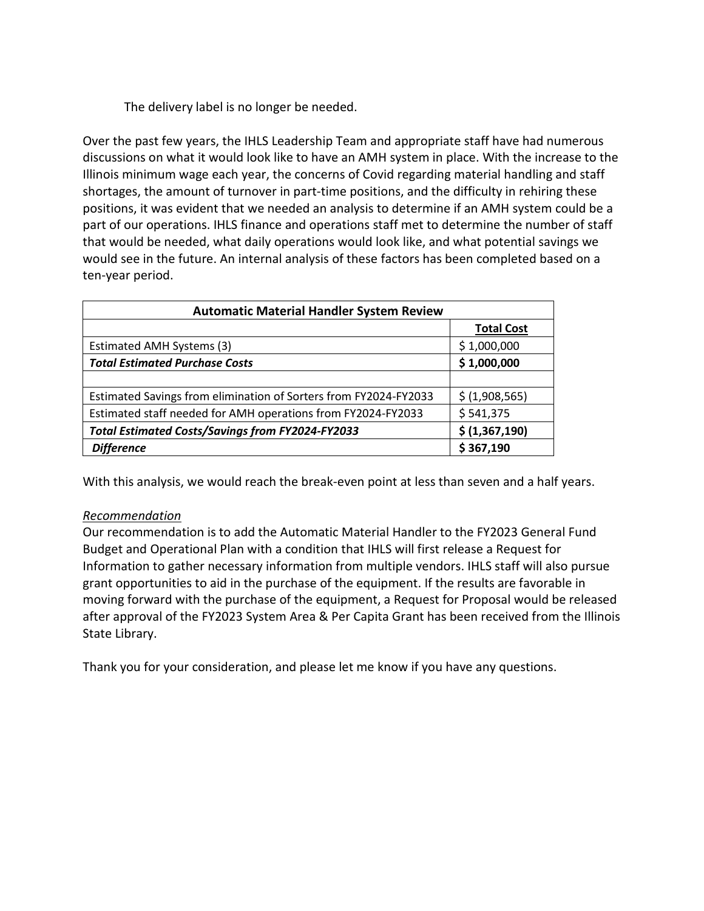The delivery label is no longer be needed.

Over the past few years, the IHLS Leadership Team and appropriate staff have had numerous discussions on what it would look like to have an AMH system in place. With the increase to the Illinois minimum wage each year, the concerns of Covid regarding material handling and staff shortages, the amount of turnover in part-time positions, and the difficulty in rehiring these positions, it was evident that we needed an analysis to determine if an AMH system could be a part of our operations. IHLS finance and operations staff met to determine the number of staff that would be needed, what daily operations would look like, and what potential savings we would see in the future. An internal analysis of these factors has been completed based on a ten-year period.

| **Automatic Material Handler System Review** | |
|---|---|
| | **Total Cost** |
| Estimated AMH Systems (3) | $ 1,000,000 |
| ***Total Estimated Purchase Costs*** | **$ 1,000,000** |
| | |
| Estimated Savings from elimination of Sorters from FY2024-FY2033 | $ (1,908,565) |
| Estimated staff needed for AMH operations from FY2024-FY2033 | $ 541,375 |
| ***Total Estimated Costs/Savings from FY2024-FY2033*** | **$ (1,367,190)** |
| ***Difference*** | **$ 367,190** |

With this analysis, we would reach the break-even point at less than seven and a half years.

*Recommendation*

Our recommendation is to add the Automatic Material Handler to the FY2023 General Fund Budget and Operational Plan with a condition that IHLS will first release a Request for Information to gather necessary information from multiple vendors. IHLS staff will also pursue grant opportunities to aid in the purchase of the equipment. If the results are favorable in moving forward with the purchase of the equipment, a Request for Proposal would be released after approval of the FY2023 System Area & Per Capita Grant has been received from the Illinois State Library.

Thank you for your consideration, and please let me know if you have any questions.